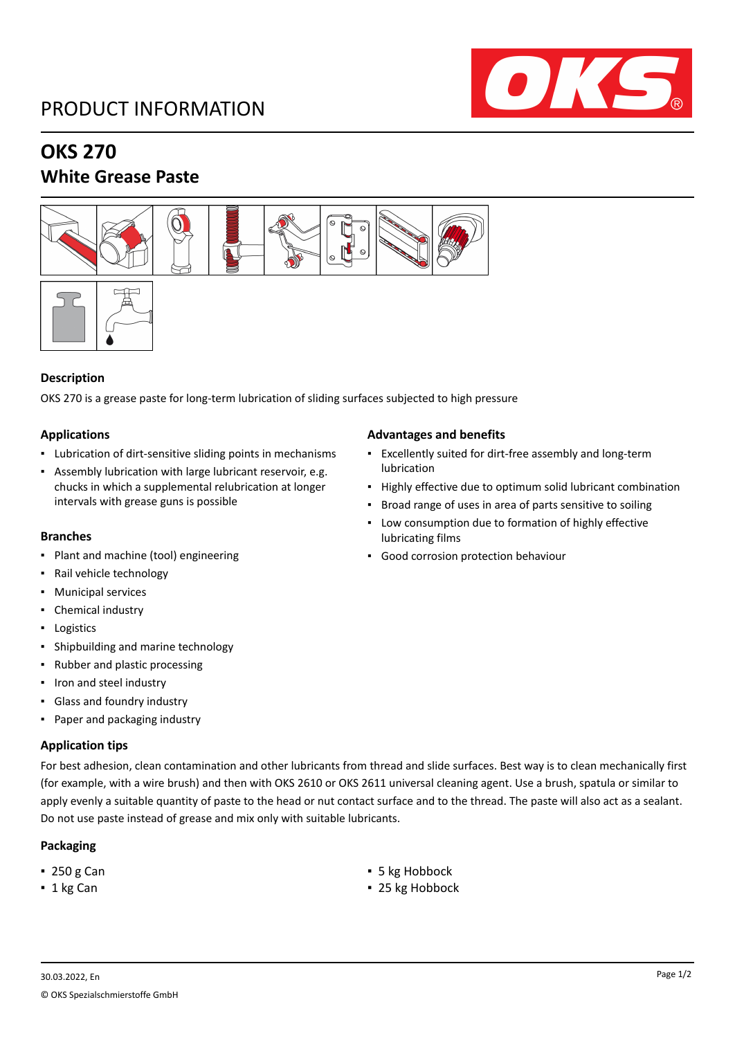# PRODUCT INFORMATION

## OKS 270
## White Grease Paste

### Description

OKS 270 is a grease paste for long-term lubrication of sliding surfaces subjected to high pressure

### Applications

- Lubrication of dirt-sensitive sliding points in mechanisms
- Assembly lubrication with large lubricant reservoir, e.g. chucks in which a supplemental relubrication at longer intervals with grease guns is possible

### Branches

- Plant and machine (tool) engineering
- Rail vehicle technology
- Municipal services
- Chemical industry
- Logistics
- Shipbuilding and marine technology
- Rubber and plastic processing
- Iron and steel industry
- Glass and foundry industry
- Paper and packaging industry

### Advantages and benefits

- Excellently suited for dirt-free assembly and long-term lubrication
- Highly effective due to optimum solid lubricant combination
- Broad range of uses in area of parts sensitive to soiling
- Low consumption due to formation of highly effective lubricating films
- Good corrosion protection behaviour

### Application tips

For best adhesion, clean contamination and other lubricants from thread and slide surfaces. Best way is to clean mechanically first (for example, with a wire brush) and then with OKS 2610 or OKS 2611 universal cleaning agent. Use a brush, spatula or similar to apply evenly a suitable quantity of paste to the head or nut contact surface and to the thread. The paste will also act as a sealant. Do not use paste instead of grease and mix only with suitable lubricants.

### Packaging

- 250 g Can
- 1 kg Can
- 5 kg Hobbock
- 25 kg Hobbock

30.03.2022, En

© OKS Spezialschmierstoffe GmbH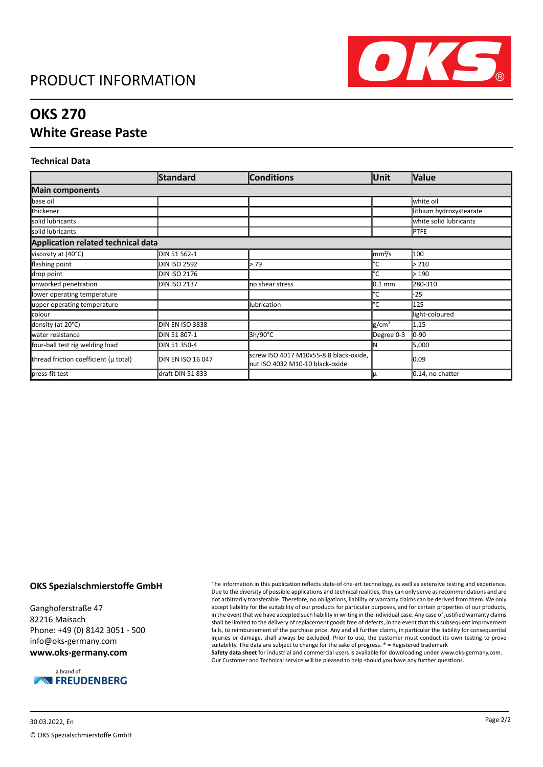# PRODUCT INFORMATION

## OKS 270
## White Grease Paste

### Technical Data

| | Standard | Conditions | Unit | Value |
|---|---|---|---|---|
| **Main components** | | | | |
| base oil | | | | white oil |
| thickener | | | | lithium hydroxystearate |
| solid lubricants | | | | white solid lubricants |
| solid lubricants | | | | PTFE |
| **Application related technical data** | | | | |
| viscosity at (40°C) | DIN 51 562-1 | | mm²/s | 100 |
| flashing point | DIN ISO 2592 | > 79 | °C | > 210 |
| drop point | DIN ISO 2176 | | °C | > 190 |
| unworked penetration | DIN ISO 2137 | no shear stress | 0.1 mm | 280-310 |
| lower operating temperature | | | °C | -25 |
| upper operating temperature | | lubrication | °C | 125 |
| colour | | | | light-coloured |
| density (at 20°C) | DIN EN ISO 3838 | | g/cm³ | 1.15 |
| water resistance | DIN 51 807-1 | 3h/90°C | Degree 0-3 | 0-90 |
| four-ball test rig welding load | DIN 51 350-4 | | N | 5,000 |
| thread friction coefficient (µ total) | DIN EN ISO 16 047 | screw ISO 4017 M10x55-8.8 black-oxide, nut ISO 4032 M10-10 black-oxide | | 0.09 |
| press-fit test | draft DIN 51 833 | | µ | 0.14, no chatter |

**OKS Spezialschmierstoffe GmbH**

Ganghoferstraße 47
82216 Maisach
Phone: +49 (0) 8142 3051 - 500
info@oks-germany.com
**www.oks-germany.com**

a brand of FREUDENBERG

The information in this publication reflects state-of-the-art technology, as well as extensive testing and experience. Due to the diversity of possible applications and technical realities, they can only serve as recommendations and are not arbitrarily transferable. Therefore, no obligations, liability or warranty claims can be derived from them. We only accept liability for the suitability of our products for particular purposes, and for certain properties of our products, in the event that we have accepted such liability in writing in the individual case. Any case of justified warranty claims shall be limited to the delivery of replacement goods free of defects, in the event that this subsequent improvement fails, to reimbursement of the purchase price. Any and all further claims, in particular the liability for consequential injuries or damage, shall always be excluded. Prior to use, the customer must conduct its own testing to prove suitability. The data are subject to change for the sake of progress. ® = Registered trademark
**Safety data sheet** for industrial and commercial users is available for downloading under www.oks-germany.com. Our Customer and Technical service will be pleased to help should you have any further questions.

30.03.2022, En

© OKS Spezialschmierstoffe GmbH